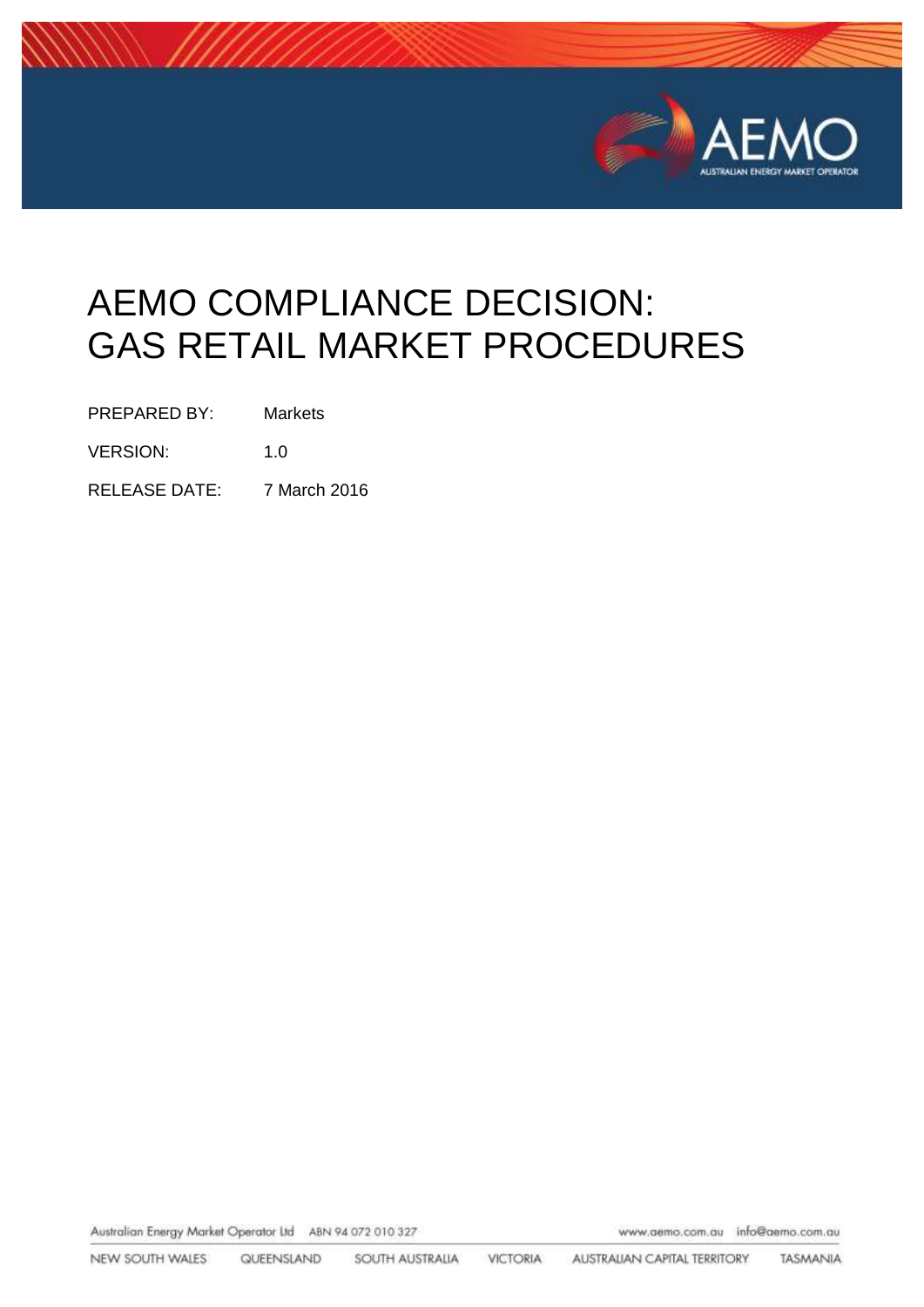# AEMO COMPLIANCE DECISION: GAS RETAIL MARKET PROCEDURES

| | |
|---|---|
| PREPARED BY: | Markets |
| VERSION: | 1.0 |
| RELEASE DATE: | 7 March 2016 |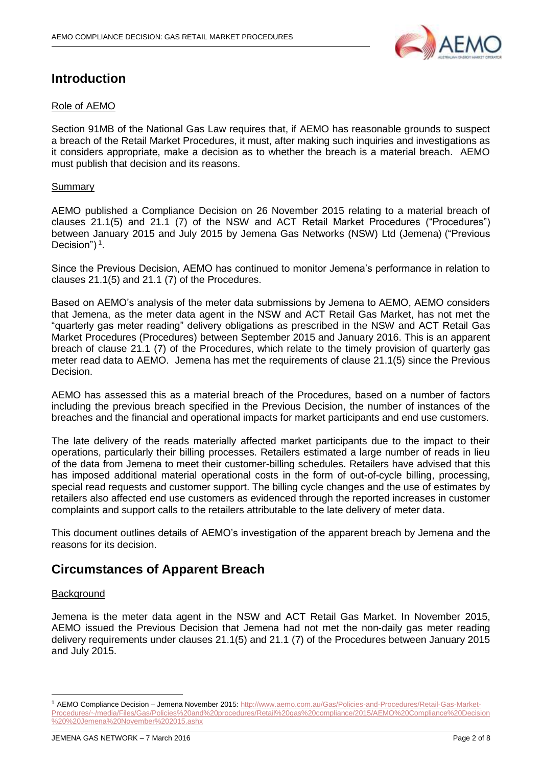## Introduction

Role of AEMO

Section 91MB of the National Gas Law requires that, if AEMO has reasonable grounds to suspect a breach of the Retail Market Procedures, it must, after making such inquiries and investigations as it considers appropriate, make a decision as to whether the breach is a material breach. AEMO must publish that decision and its reasons.

Summary

AEMO published a Compliance Decision on 26 November 2015 relating to a material breach of clauses 21.1(5) and 21.1 (7) of the NSW and ACT Retail Market Procedures ("Procedures") between January 2015 and July 2015 by Jemena Gas Networks (NSW) Ltd (Jemena) ("Previous Decision")[1].

Since the Previous Decision, AEMO has continued to monitor Jemena's performance in relation to clauses 21.1(5) and 21.1 (7) of the Procedures.

Based on AEMO's analysis of the meter data submissions by Jemena to AEMO, AEMO considers that Jemena, as the meter data agent in the NSW and ACT Retail Gas Market, has not met the "quarterly gas meter reading" delivery obligations as prescribed in the NSW and ACT Retail Gas Market Procedures (Procedures) between September 2015 and January 2016. This is an apparent breach of clause 21.1 (7) of the Procedures, which relate to the timely provision of quarterly gas meter read data to AEMO. Jemena has met the requirements of clause 21.1(5) since the Previous Decision.

AEMO has assessed this as a material breach of the Procedures, based on a number of factors including the previous breach specified in the Previous Decision, the number of instances of the breaches and the financial and operational impacts for market participants and end use customers.

The late delivery of the reads materially affected market participants due to the impact to their operations, particularly their billing processes. Retailers estimated a large number of reads in lieu of the data from Jemena to meet their customer-billing schedules. Retailers have advised that this has imposed additional material operational costs in the form of out-of-cycle billing, processing, special read requests and customer support. The billing cycle changes and the use of estimates by retailers also affected end use customers as evidenced through the reported increases in customer complaints and support calls to the retailers attributable to the late delivery of meter data.

This document outlines details of AEMO's investigation of the apparent breach by Jemena and the reasons for its decision.

## Circumstances of Apparent Breach

Background

Jemena is the meter data agent in the NSW and ACT Retail Gas Market. In November 2015, AEMO issued the Previous Decision that Jemena had not met the non-daily gas meter reading delivery requirements under clauses 21.1(5) and 21.1 (7) of the Procedures between January 2015 and July 2015.

[1] AEMO Compliance Decision – Jemena November 2015: http://www.aemo.com.au/Gas/Policies-and-Procedures/Retail-Gas-Market-Procedures/~/media/Files/Gas/Policies%20and%20procedures/Retail%20gas%20compliance/2015/AEMO%20Compliance%20Decision%20%20Jemena%20November%202015.ashx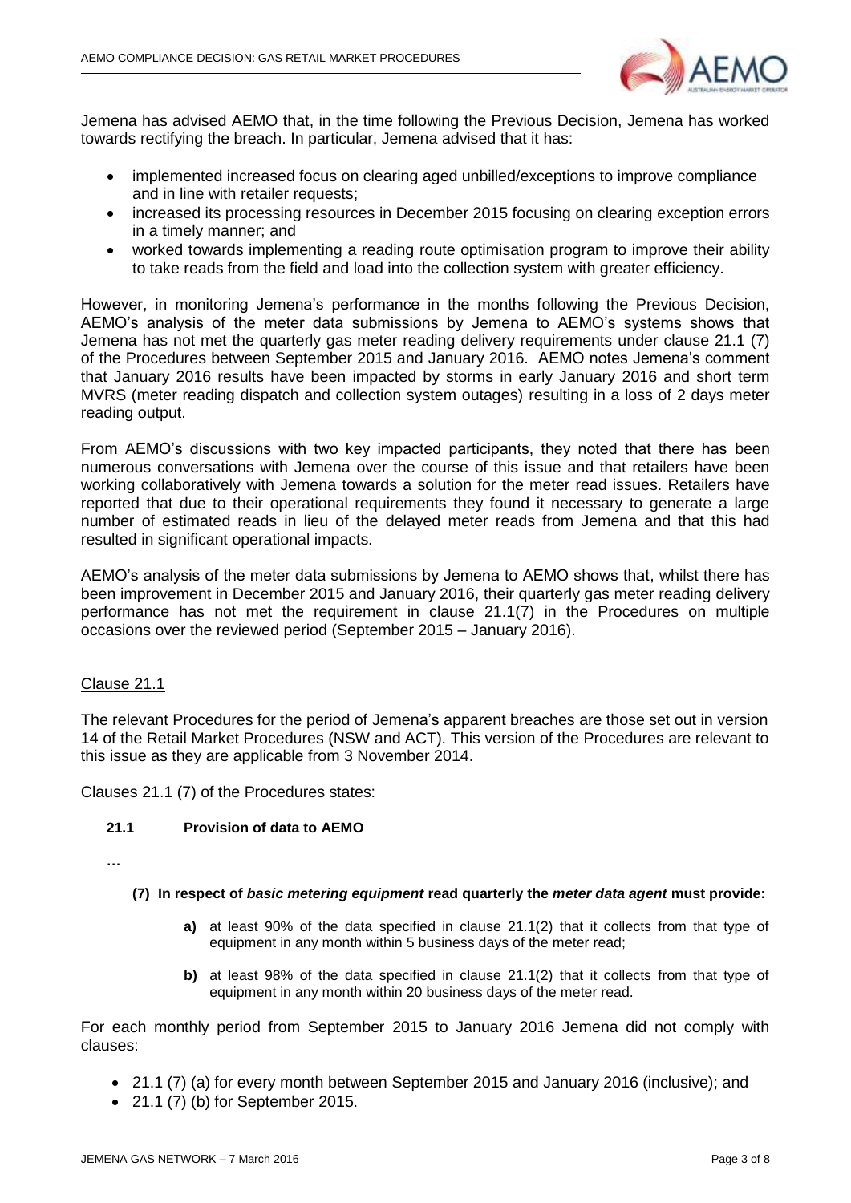Jemena has advised AEMO that, in the time following the Previous Decision, Jemena has worked towards rectifying the breach. In particular, Jemena advised that it has:

- implemented increased focus on clearing aged unbilled/exceptions to improve compliance and in line with retailer requests;
- increased its processing resources in December 2015 focusing on clearing exception errors in a timely manner; and
- worked towards implementing a reading route optimisation program to improve their ability to take reads from the field and load into the collection system with greater efficiency.

However, in monitoring Jemena's performance in the months following the Previous Decision, AEMO's analysis of the meter data submissions by Jemena to AEMO's systems shows that Jemena has not met the quarterly gas meter reading delivery requirements under clause 21.1 (7) of the Procedures between September 2015 and January 2016. AEMO notes Jemena's comment that January 2016 results have been impacted by storms in early January 2016 and short term MVRS (meter reading dispatch and collection system outages) resulting in a loss of 2 days meter reading output.

From AEMO's discussions with two key impacted participants, they noted that there has been numerous conversations with Jemena over the course of this issue and that retailers have been working collaboratively with Jemena towards a solution for the meter read issues. Retailers have reported that due to their operational requirements they found it necessary to generate a large number of estimated reads in lieu of the delayed meter reads from Jemena and that this had resulted in significant operational impacts.

AEMO's analysis of the meter data submissions by Jemena to AEMO shows that, whilst there has been improvement in December 2015 and January 2016, their quarterly gas meter reading delivery performance has not met the requirement in clause 21.1(7) in the Procedures on multiple occasions over the reviewed period (September 2015 – January 2016).

## Clause 21.1

The relevant Procedures for the period of Jemena's apparent breaches are those set out in version 14 of the Retail Market Procedures (NSW and ACT). This version of the Procedures are relevant to this issue as they are applicable from 3 November 2014.

Clauses 21.1 (7) of the Procedures states:

**21.1 Provision of data to AEMO**

…

**(7) In respect of *basic metering equipment* read quarterly the *meter data agent* must provide:**

**a)** at least 90% of the data specified in clause 21.1(2) that it collects from that type of equipment in any month within 5 business days of the meter read;

**b)** at least 98% of the data specified in clause 21.1(2) that it collects from that type of equipment in any month within 20 business days of the meter read.

For each monthly period from September 2015 to January 2016 Jemena did not comply with clauses:

- 21.1 (7) (a) for every month between September 2015 and January 2016 (inclusive); and
- 21.1 (7) (b) for September 2015.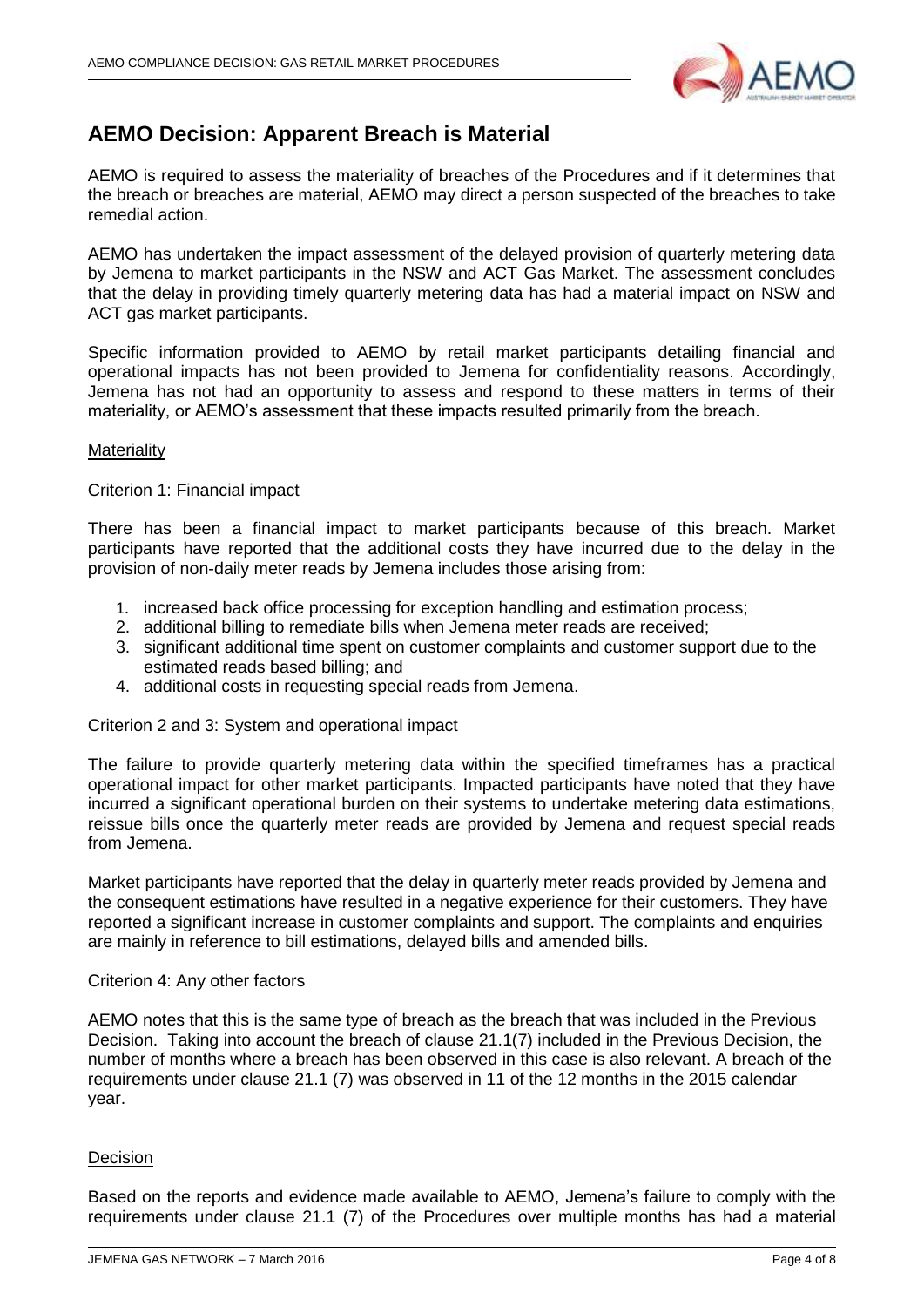## AEMO Decision: Apparent Breach is Material

AEMO is required to assess the materiality of breaches of the Procedures and if it determines that the breach or breaches are material, AEMO may direct a person suspected of the breaches to take remedial action.

AEMO has undertaken the impact assessment of the delayed provision of quarterly metering data by Jemena to market participants in the NSW and ACT Gas Market. The assessment concludes that the delay in providing timely quarterly metering data has had a material impact on NSW and ACT gas market participants.

Specific information provided to AEMO by retail market participants detailing financial and operational impacts has not been provided to Jemena for confidentiality reasons. Accordingly, Jemena has not had an opportunity to assess and respond to these matters in terms of their materiality, or AEMO's assessment that these impacts resulted primarily from the breach.

Materiality

Criterion 1: Financial impact

There has been a financial impact to market participants because of this breach. Market participants have reported that the additional costs they have incurred due to the delay in the provision of non-daily meter reads by Jemena includes those arising from:

1. increased back office processing for exception handling and estimation process;
2. additional billing to remediate bills when Jemena meter reads are received;
3. significant additional time spent on customer complaints and customer support due to the estimated reads based billing; and
4. additional costs in requesting special reads from Jemena.

Criterion 2 and 3: System and operational impact

The failure to provide quarterly metering data within the specified timeframes has a practical operational impact for other market participants. Impacted participants have noted that they have incurred a significant operational burden on their systems to undertake metering data estimations, reissue bills once the quarterly meter reads are provided by Jemena and request special reads from Jemena.

Market participants have reported that the delay in quarterly meter reads provided by Jemena and the consequent estimations have resulted in a negative experience for their customers. They have reported a significant increase in customer complaints and support. The complaints and enquiries are mainly in reference to bill estimations, delayed bills and amended bills.

Criterion 4: Any other factors

AEMO notes that this is the same type of breach as the breach that was included in the Previous Decision. Taking into account the breach of clause 21.1(7) included in the Previous Decision, the number of months where a breach has been observed in this case is also relevant. A breach of the requirements under clause 21.1 (7) was observed in 11 of the 12 months in the 2015 calendar year.

Decision

Based on the reports and evidence made available to AEMO, Jemena's failure to comply with the requirements under clause 21.1 (7) of the Procedures over multiple months has had a material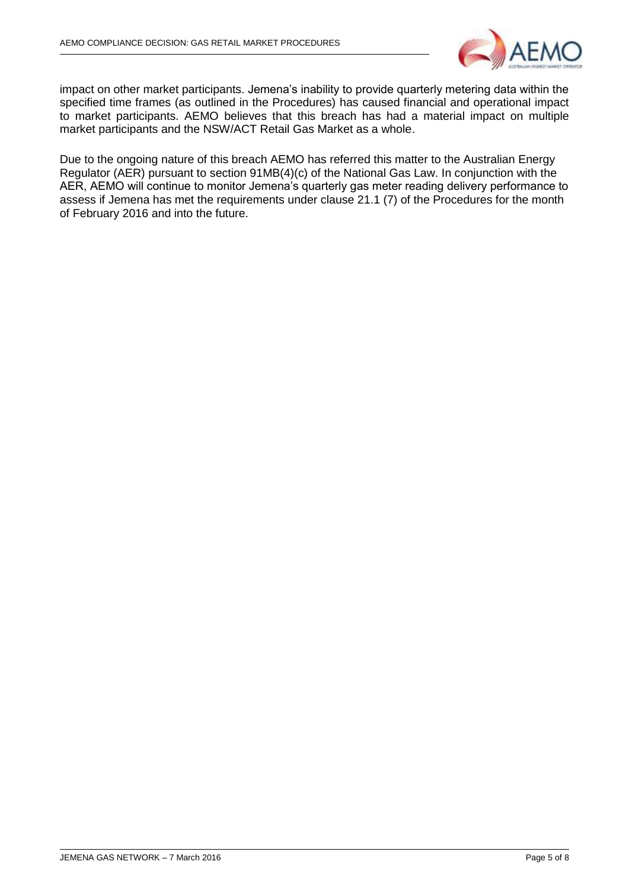impact on other market participants. Jemena's inability to provide quarterly metering data within the specified time frames (as outlined in the Procedures) has caused financial and operational impact to market participants. AEMO believes that this breach has had a material impact on multiple market participants and the NSW/ACT Retail Gas Market as a whole.

Due to the ongoing nature of this breach AEMO has referred this matter to the Australian Energy Regulator (AER) pursuant to section 91MB(4)(c) of the National Gas Law. In conjunction with the AER, AEMO will continue to monitor Jemena's quarterly gas meter reading delivery performance to assess if Jemena has met the requirements under clause 21.1 (7) of the Procedures for the month of February 2016 and into the future.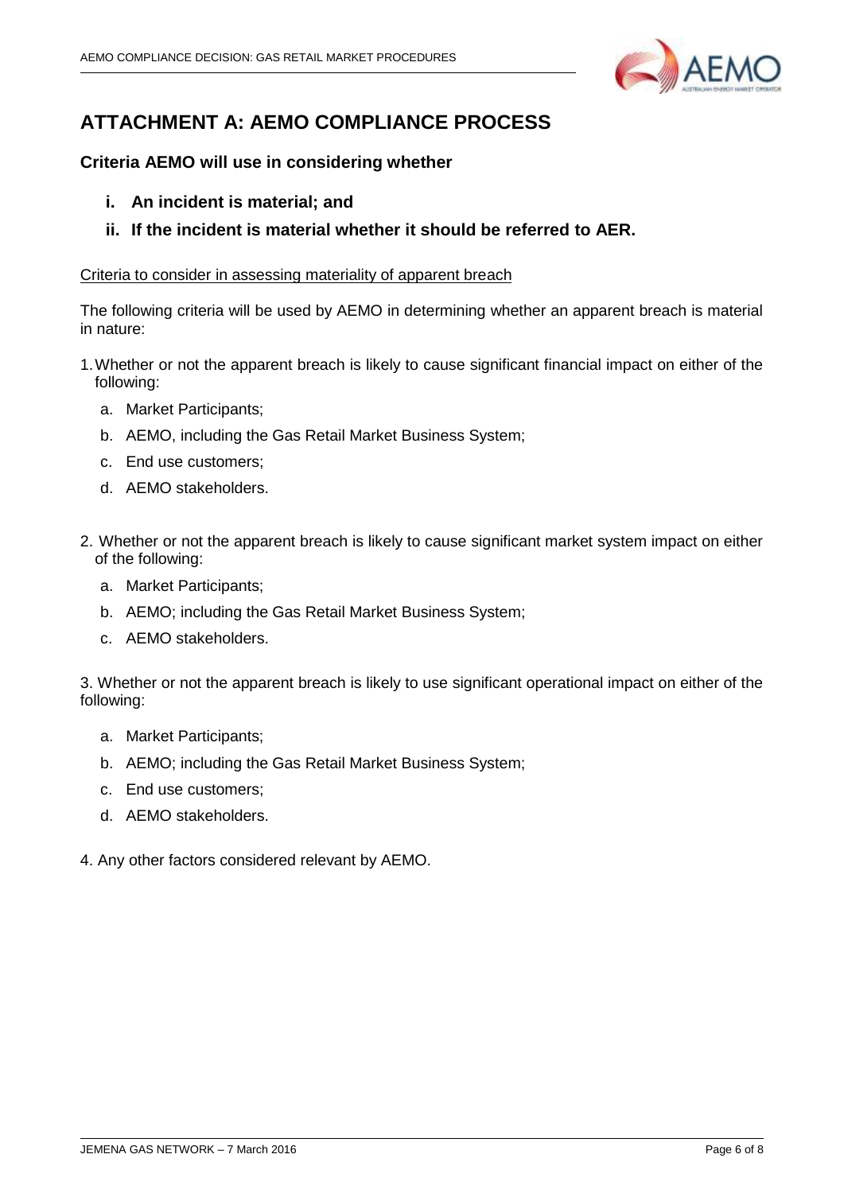# ATTACHMENT A: AEMO COMPLIANCE PROCESS

### Criteria AEMO will use in considering whether

- **i. An incident is material; and**
- **ii. If the incident is material whether it should be referred to AER.**

Criteria to consider in assessing materiality of apparent breach

The following criteria will be used by AEMO in determining whether an apparent breach is material in nature:

1. Whether or not the apparent breach is likely to cause significant financial impact on either of the following:
   a. Market Participants;
   b. AEMO, including the Gas Retail Market Business System;
   c. End use customers;
   d. AEMO stakeholders.

2. Whether or not the apparent breach is likely to cause significant market system impact on either of the following:
   a. Market Participants;
   b. AEMO; including the Gas Retail Market Business System;
   c. AEMO stakeholders.

3. Whether or not the apparent breach is likely to use significant operational impact on either of the following:
   a. Market Participants;
   b. AEMO; including the Gas Retail Market Business System;
   c. End use customers;
   d. AEMO stakeholders.

4. Any other factors considered relevant by AEMO.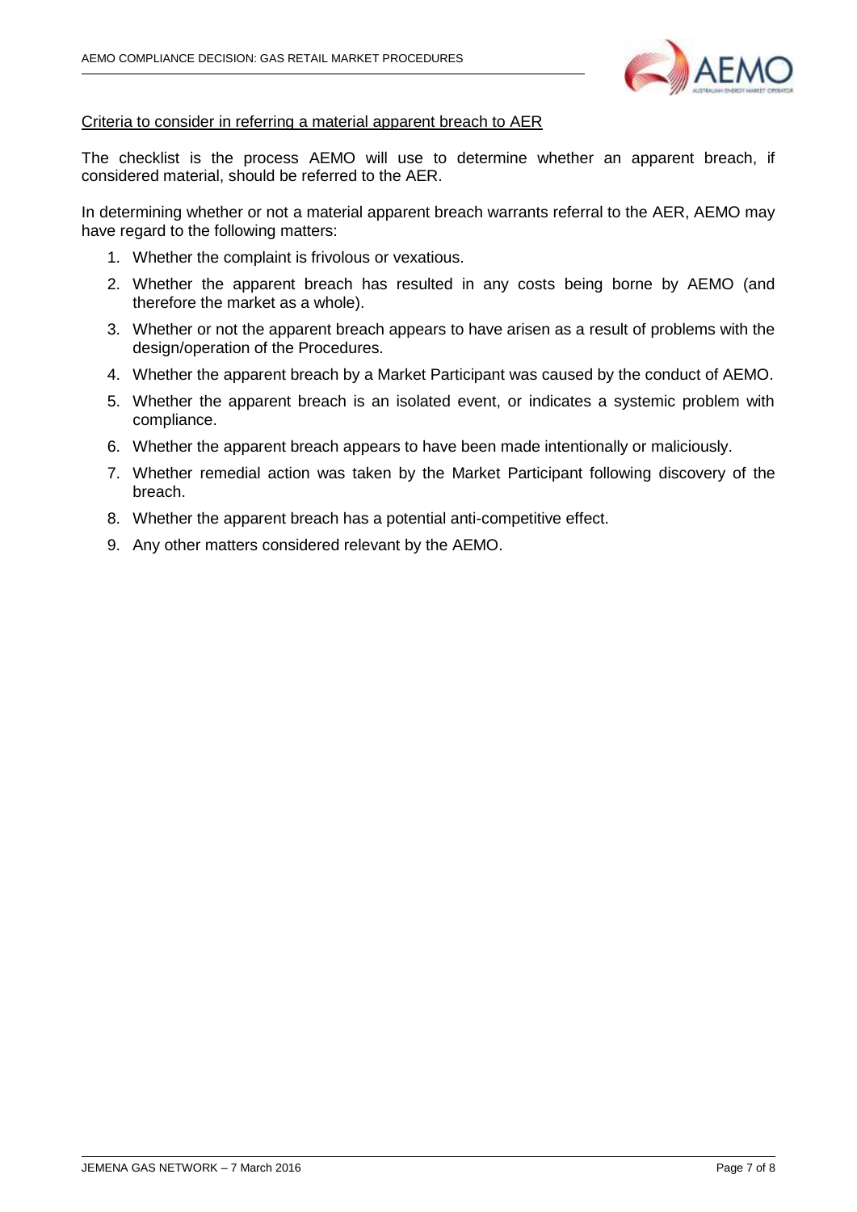<u>Criteria to consider in referring a material apparent breach to AER</u>

The checklist is the process AEMO will use to determine whether an apparent breach, if considered material, should be referred to the AER.

In determining whether or not a material apparent breach warrants referral to the AER, AEMO may have regard to the following matters:

1. Whether the complaint is frivolous or vexatious.
2. Whether the apparent breach has resulted in any costs being borne by AEMO (and therefore the market as a whole).
3. Whether or not the apparent breach appears to have arisen as a result of problems with the design/operation of the Procedures.
4. Whether the apparent breach by a Market Participant was caused by the conduct of AEMO.
5. Whether the apparent breach is an isolated event, or indicates a systemic problem with compliance.
6. Whether the apparent breach appears to have been made intentionally or maliciously.
7. Whether remedial action was taken by the Market Participant following discovery of the breach.
8. Whether the apparent breach has a potential anti-competitive effect.
9. Any other matters considered relevant by the AEMO.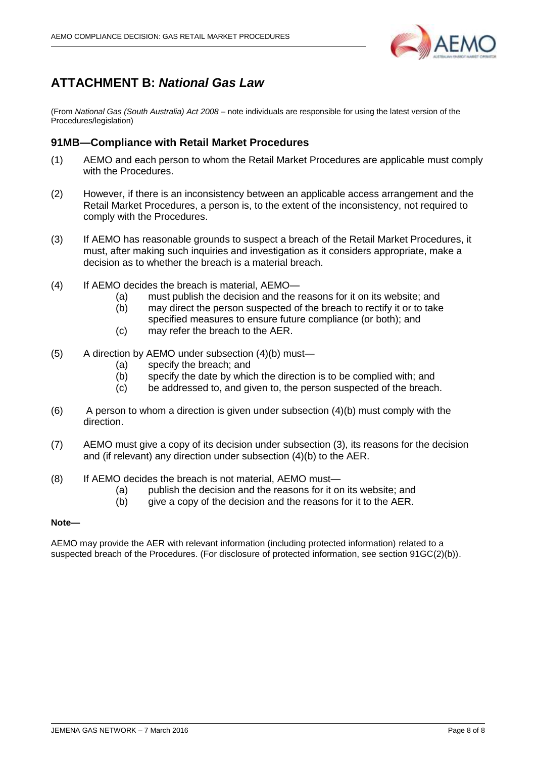# ATTACHMENT B: *National Gas Law*

(From *National Gas (South Australia) Act 2008* – note individuals are responsible for using the latest version of the Procedures/legislation)

## 91MB—Compliance with Retail Market Procedures

(1) AEMO and each person to whom the Retail Market Procedures are applicable must comply with the Procedures.

(2) However, if there is an inconsistency between an applicable access arrangement and the Retail Market Procedures, a person is, to the extent of the inconsistency, not required to comply with the Procedures.

(3) If AEMO has reasonable grounds to suspect a breach of the Retail Market Procedures, it must, after making such inquiries and investigation as it considers appropriate, make a decision as to whether the breach is a material breach.

(4) If AEMO decides the breach is material, AEMO—
   (a) must publish the decision and the reasons for it on its website; and
   (b) may direct the person suspected of the breach to rectify it or to take specified measures to ensure future compliance (or both); and
   (c) may refer the breach to the AER.

(5) A direction by AEMO under subsection (4)(b) must—
   (a) specify the breach; and
   (b) specify the date by which the direction is to be complied with; and
   (c) be addressed to, and given to, the person suspected of the breach.

(6) A person to whom a direction is given under subsection (4)(b) must comply with the direction.

(7) AEMO must give a copy of its decision under subsection (3), its reasons for the decision and (if relevant) any direction under subsection (4)(b) to the AER.

(8) If AEMO decides the breach is not material, AEMO must—
   (a) publish the decision and the reasons for it on its website; and
   (b) give a copy of the decision and the reasons for it to the AER.

**Note—**

AEMO may provide the AER with relevant information (including protected information) related to a suspected breach of the Procedures. (For disclosure of protected information, see section 91GC(2)(b)).